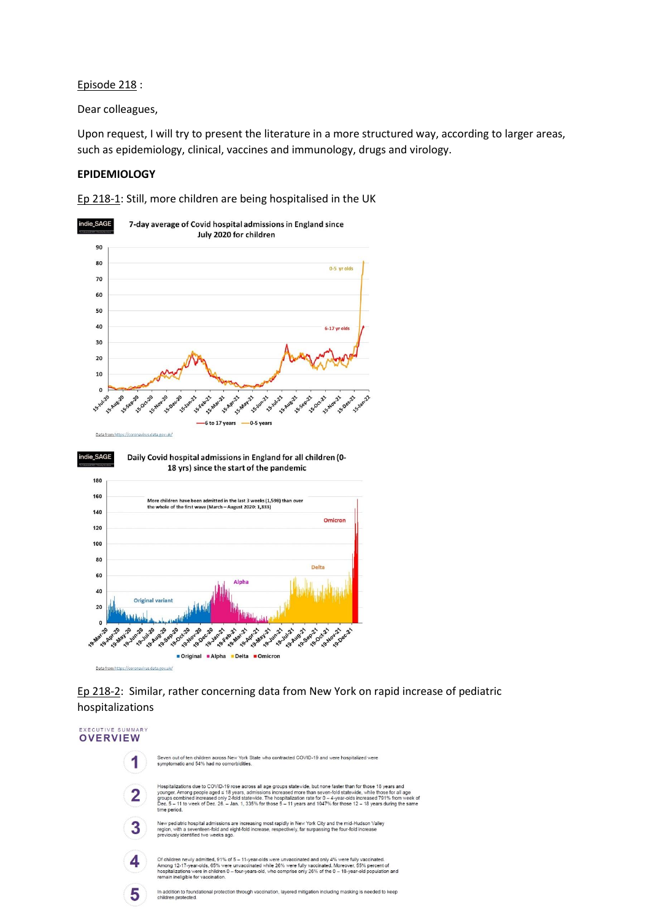Episode 218 :

Dear colleagues,

Upon request, I will try to present the literature in a more structured way, according to larger areas, such as epidemiology, clinical, vaccines and immunology, drugs and virology.

**EPIDEMIOLOGY**

Ep 218-1: Still, more children are being hospitalised in the UK

Ep 218-2: Similar, rather concerning data from New York on rapid increase of pediatric hospitalizations

EXECUTIVE SUMMARY

**OVERVIEW**

1. Seven out of ten children across New York State who contracted COVID-19 and were hospitalized were symptomatic and 54% had no comorbidities.

2. Hospitalizations due to COVID-19 rose across all age groups statewide, but none faster than for those 18 years and younger. Among people aged ≤ 18 years, admissions increased more than seven-fold statewide, while those for all age groups combined increased only 2-fold statewide. The hospitalization rate for 0 – 4-year-olds increased 791% from week of Dec. 5 – 11 to week of Dec. 26. – Jan. 1, 335% for those 5 – 11 years and 1047% for those 12 – 18 years during the same time period.

3. New pediatric hospital admissions are increasing most rapidly in New York City and the mid-Hudson Valley region, with a seventeen-fold and eight-fold increase, respectively, far surpassing the four-fold increase previously identified two weeks ago.

4. Of children newly admitted, 91% of 5 – 11-year-olds were unvaccinated and only 4% were fully vaccinated. Among 12-17-year-olds, 65% were unvaccinated while 26% were fully vaccinated. Moreover, 55% percent of hospitalizations were in children 0 – four-years-old, who comprise only 26% of the 0 – 18-year-old population and remain ineligible for vaccination.

5. In addition to foundational protection through vaccination, layered mitigation including masking is needed to keep children protected.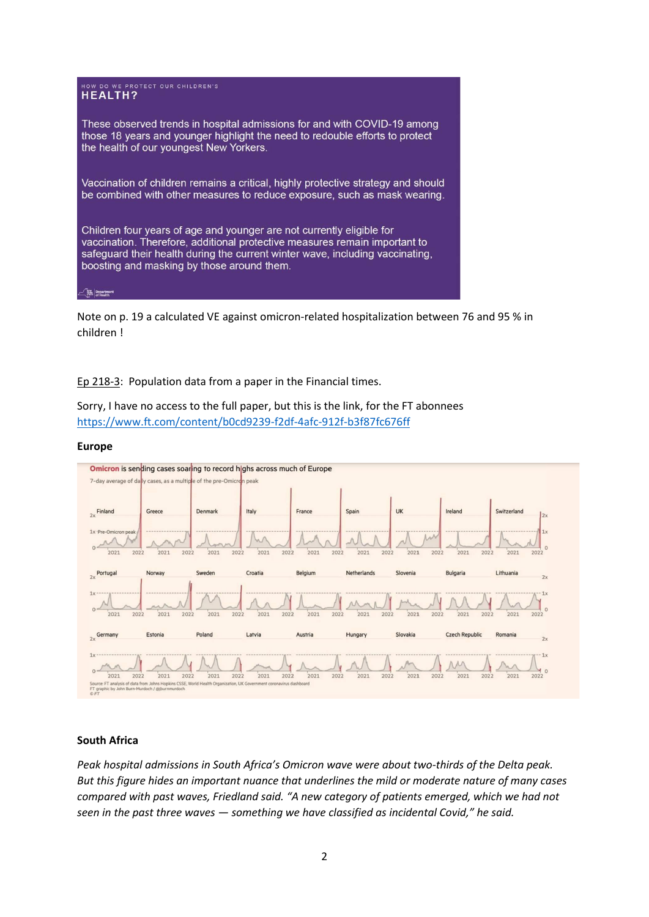HOW DO WE PROTECT OUR CHILDREN'S
**HEALTH?**

These observed trends in hospital admissions for and with COVID-19 among those 18 years and younger highlight the need to redouble efforts to protect the health of our youngest New Yorkers.

Vaccination of children remains a critical, highly protective strategy and should be combined with other measures to reduce exposure, such as mask wearing.

Children four years of age and younger are not currently eligible for vaccination. Therefore, additional protective measures remain important to safeguard their health during the current winter wave, including vaccinating, boosting and masking by those around them.

Note on p. 19 a calculated VE against omicron-related hospitalization between 76 and 95 % in children !

Ep 218-3: Population data from a paper in the Financial times.

Sorry, I have no access to the full paper, but this is the link, for the FT abonnees https://www.ft.com/content/b0cd9239-f2df-4afc-912f-b3f87fc676ff

**Europe**

Omicron is sending cases soaring to record highs across much of Europe

7-day average of daily cases, as a multiple of the pre-Omicron peak

Finland, Greece, Denmark, Italy, France, Spain, UK, Ireland, Switzerland, Portugal, Norway, Sweden, Croatia, Belgium, Netherlands, Slovenia, Bulgaria, Lithuania, Germany, Estonia, Poland, Latvia, Austria, Hungary, Slovakia, Czech Republic, Romania

Source: FT analysis of data from Johns Hopkins CSSE, World Health Organization, UK Government coronavirus dashboard
FT graphic by John Burn-Murdoch / @jburnmurdoch
© FT

**South Africa**

*Peak hospital admissions in South Africa's Omicron wave were about two-thirds of the Delta peak. But this figure hides an important nuance that underlines the mild or moderate nature of many cases compared with past waves, Friedland said. "A new category of patients emerged, which we had not seen in the past three waves — something we have classified as incidental Covid," he said.*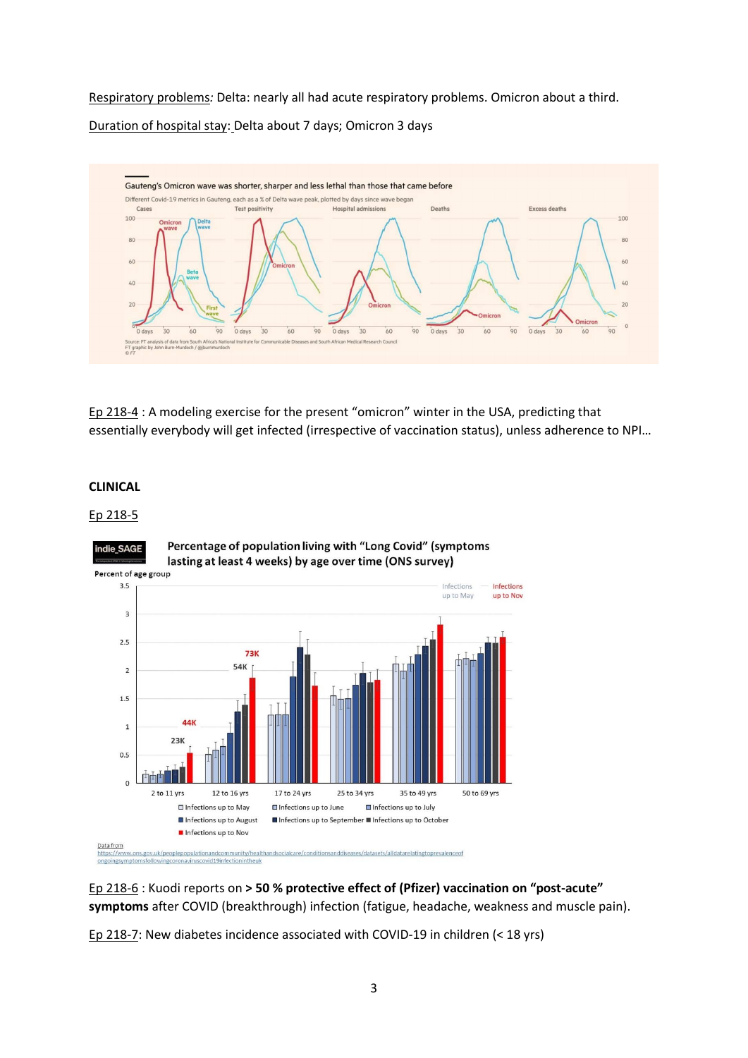<u>Respiratory problems</u>*:* Delta: nearly all had acute respiratory problems. Omicron about a third.

<u>Duration of hospital stay</u>: Delta about 7 days; Omicron 3 days

<u>Ep 218-4</u> : A modeling exercise for the present “omicron” winter in the USA, predicting that essentially everybody will get infected (irrespective of vaccination status), unless adherence to NPI…

**CLINICAL**

<u>Ep 218-5</u>

<u>Ep 218-6</u> : Kuodi reports on **> 50 % protective effect of (Pfizer) vaccination on “post-acute” symptoms** after COVID (breakthrough) infection (fatigue, headache, weakness and muscle pain).

<u>Ep 218-7</u>: New diabetes incidence associated with COVID-19 in children (< 18 yrs)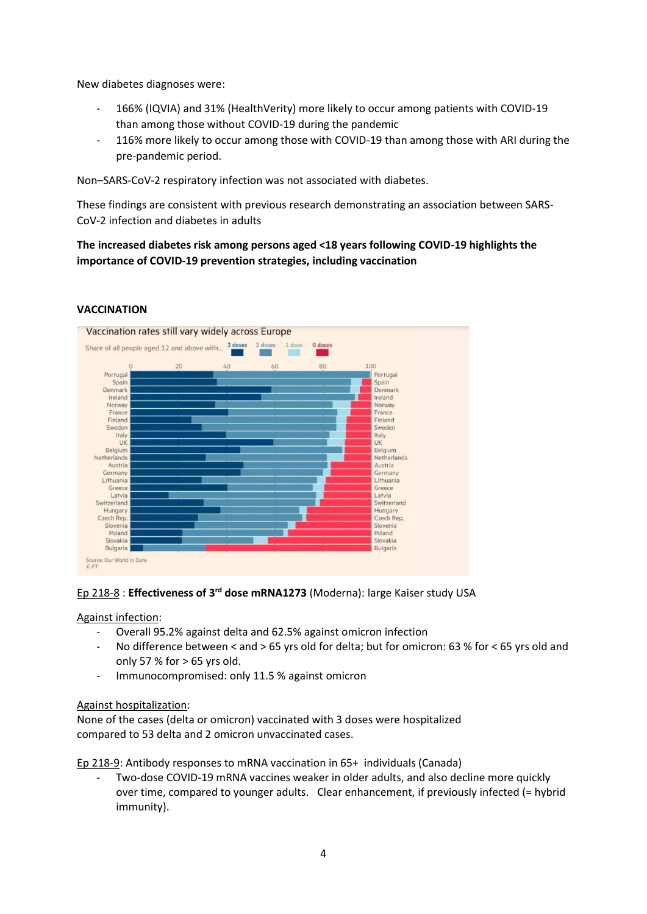New diabetes diagnoses were:

- 166% (IQVIA) and 31% (HealthVerity) more likely to occur among patients with COVID-19 than among those without COVID-19 during the pandemic
- 116% more likely to occur among those with COVID-19 than among those with ARI during the pre-pandemic period.

Non–SARS-CoV-2 respiratory infection was not associated with diabetes.

These findings are consistent with previous research demonstrating an association between SARS-CoV-2 infection and diabetes in adults

**The increased diabetes risk among persons aged <18 years following COVID-19 highlights the importance of COVID-19 prevention strategies, including vaccination**

**VACCINATION**

Vaccination rates still vary widely across Europe

Share of all people aged 12 and above with... 3 doses, 2 doses, 1 dose, 0 doses

Source: Our World in Data
© FT

Ep 218-8 : **Effectiveness of 3rd dose mRNA1273** (Moderna): large Kaiser study USA

Against infection:

- Overall 95.2% against delta and 62.5% against omicron infection
- No difference between < and > 65 yrs old for delta; but for omicron: 63 % for < 65 yrs old and only 57 % for > 65 yrs old.
- Immunocompromised: only 11.5 % against omicron

Against hospitalization:

None of the cases (delta or omicron) vaccinated with 3 doses were hospitalized compared to 53 delta and 2 omicron unvaccinated cases.

Ep 218-9: Antibody responses to mRNA vaccination in 65+ individuals (Canada)

- Two-dose COVID-19 mRNA vaccines weaker in older adults, and also decline more quickly over time, compared to younger adults. Clear enhancement, if previously infected (= hybrid immunity).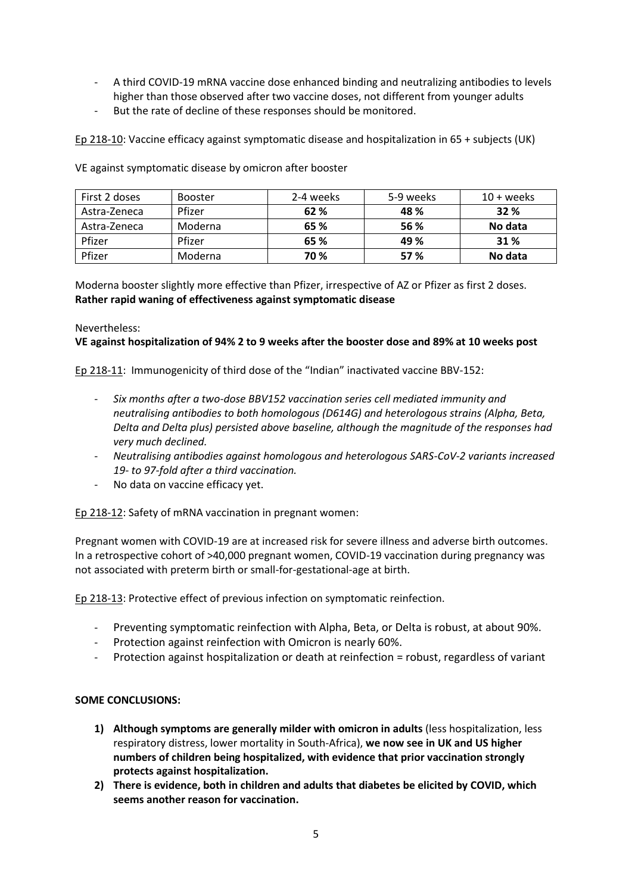- A third COVID-19 mRNA vaccine dose enhanced binding and neutralizing antibodies to levels higher than those observed after two vaccine doses, not different from younger adults
- But the rate of decline of these responses should be monitored.

Ep 218-10: Vaccine efficacy against symptomatic disease and hospitalization in 65 + subjects (UK)

VE against symptomatic disease by omicron after booster

| First 2 doses | Booster | 2-4 weeks | 5-9 weeks | 10 + weeks |
|---|---|---|---|---|
| Astra-Zeneca | Pfizer | **62 %** | **48 %** | **32 %** |
| Astra-Zeneca | Moderna | **65 %** | **56 %** | **No data** |
| Pfizer | Pfizer | **65 %** | **49 %** | **31 %** |
| Pfizer | Moderna | **70 %** | **57 %** | **No data** |

Moderna booster slightly more effective than Pfizer, irrespective of AZ or Pfizer as first 2 doses.
**Rather rapid waning of effectiveness against symptomatic disease**

Nevertheless:
**VE against hospitalization of 94% 2 to 9 weeks after the booster dose and 89% at 10 weeks post**

Ep 218-11: Immunogenicity of third dose of the "Indian" inactivated vaccine BBV-152:

- *Six months after a two-dose BBV152 vaccination series cell mediated immunity and neutralising antibodies to both homologous (D614G) and heterologous strains (Alpha, Beta, Delta and Delta plus) persisted above baseline, although the magnitude of the responses had very much declined.*
- *Neutralising antibodies against homologous and heterologous SARS-CoV-2 variants increased 19- to 97-fold after a third vaccination.*
- No data on vaccine efficacy yet.

Ep 218-12: Safety of mRNA vaccination in pregnant women:

Pregnant women with COVID-19 are at increased risk for severe illness and adverse birth outcomes. In a retrospective cohort of >40,000 pregnant women, COVID-19 vaccination during pregnancy was not associated with preterm birth or small-for-gestational-age at birth.

Ep 218-13: Protective effect of previous infection on symptomatic reinfection.

- Preventing symptomatic reinfection with Alpha, Beta, or Delta is robust, at about 90%.
- Protection against reinfection with Omicron is nearly 60%.
- Protection against hospitalization or death at reinfection = robust, regardless of variant

**SOME CONCLUSIONS:**

1) **Although symptoms are generally milder with omicron in adults** (less hospitalization, less respiratory distress, lower mortality in South-Africa), **we now see in UK and US higher numbers of children being hospitalized, with evidence that prior vaccination strongly protects against hospitalization.**
2) **There is evidence, both in children and adults that diabetes be elicited by COVID, which seems another reason for vaccination.**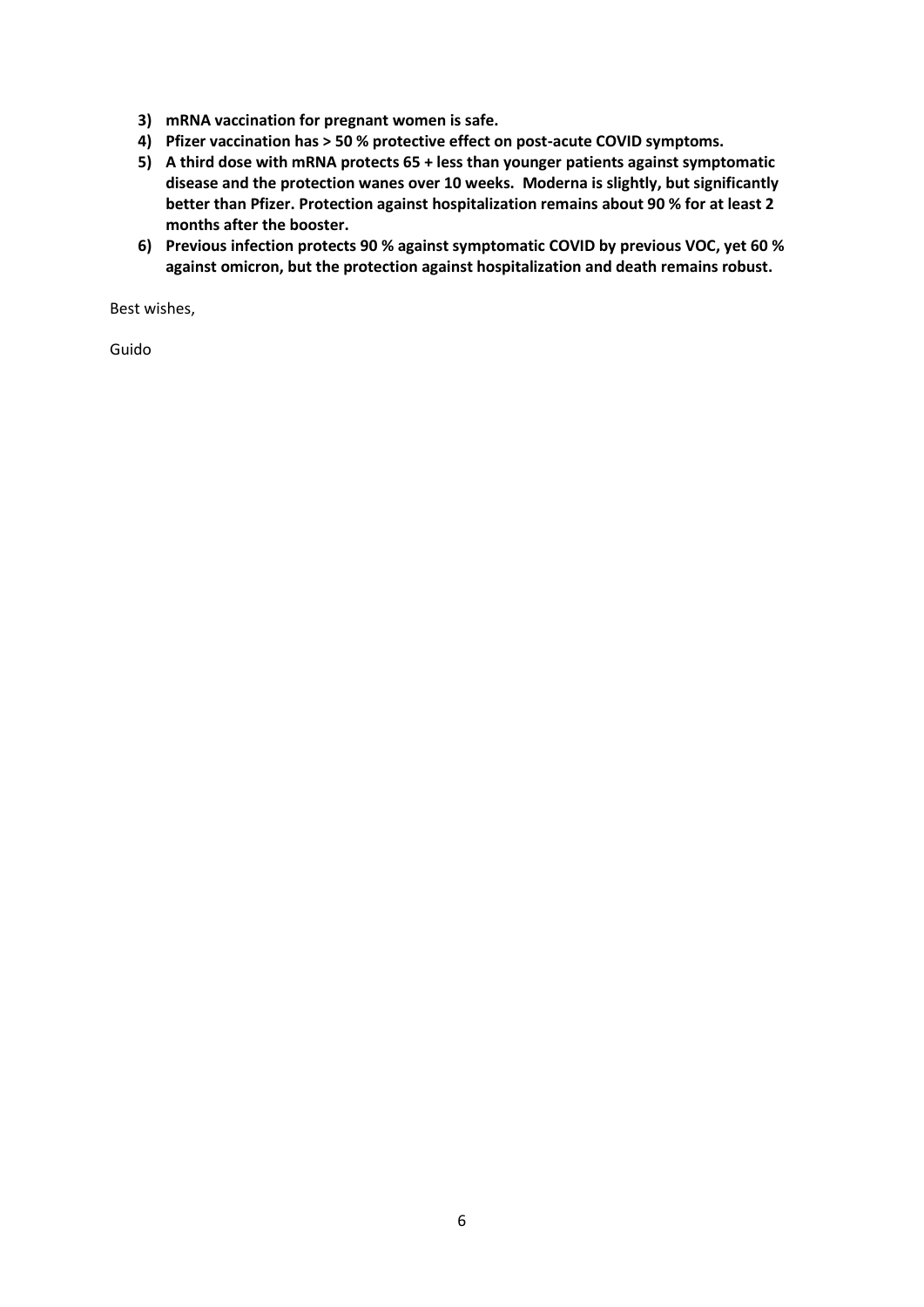3) **mRNA vaccination for pregnant women is safe.**
4) **Pfizer vaccination has > 50 % protective effect on post-acute COVID symptoms.**
5) **A third dose with mRNA protects 65 + less than younger patients against symptomatic disease and the protection wanes over 10 weeks. Moderna is slightly, but significantly better than Pfizer. Protection against hospitalization remains about 90 % for at least 2 months after the booster.**
6) **Previous infection protects 90 % against symptomatic COVID by previous VOC, yet 60 % against omicron, but the protection against hospitalization and death remains robust.**

Best wishes,

Guido